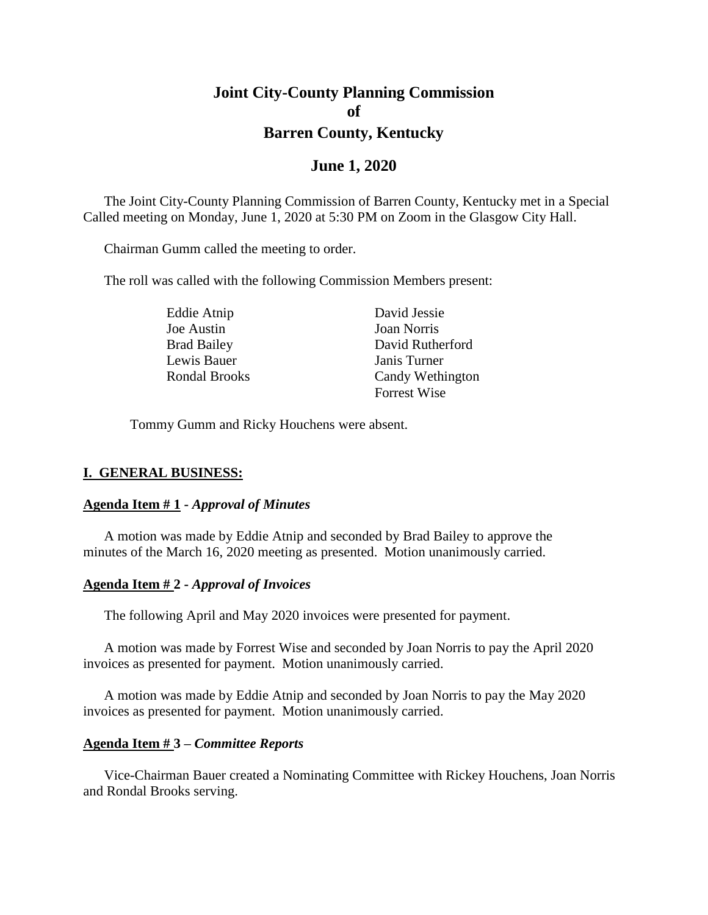# Joint City-County Planning Commission
# of
# Barren County, Kentucky

## June 1, 2020

The Joint City-County Planning Commission of Barren County, Kentucky met in a Special Called meeting on Monday, June 1, 2020 at 5:30 PM on Zoom in the Glasgow City Hall.

Chairman Gumm called the meeting to order.

The roll was called with the following Commission Members present:

| | |
|---|---|
| Eddie Atnip | David Jessie |
| Joe Austin | Joan Norris |
| Brad Bailey | David Rutherford |
| Lewis Bauer | Janis Turner |
| Rondal Brooks | Candy Wethington |
| | Forrest Wise |

Tommy Gumm and Ricky Houchens were absent.

**I. GENERAL BUSINESS:**

**Agenda Item # 1** - ***Approval of Minutes***

A motion was made by Eddie Atnip and seconded by Brad Bailey to approve the minutes of the March 16, 2020 meeting as presented. Motion unanimously carried.

**Agenda Item # 2** - ***Approval of Invoices***

The following April and May 2020 invoices were presented for payment.

A motion was made by Forrest Wise and seconded by Joan Norris to pay the April 2020 invoices as presented for payment. Motion unanimously carried.

A motion was made by Eddie Atnip and seconded by Joan Norris to pay the May 2020 invoices as presented for payment. Motion unanimously carried.

**Agenda Item # 3** – ***Committee Reports***

Vice-Chairman Bauer created a Nominating Committee with Rickey Houchens, Joan Norris and Rondal Brooks serving.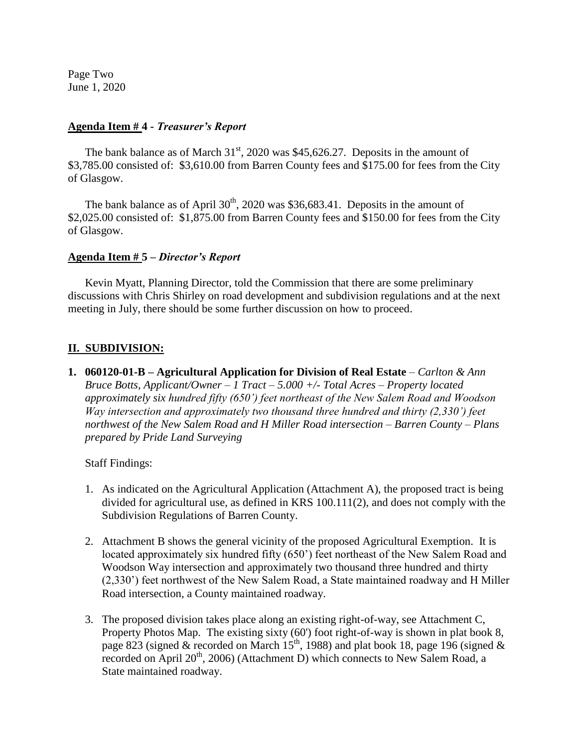Page Two
June 1, 2020

**Agenda Item # 4 -** ***Treasurer's Report***

The bank balance as of March 31st, 2020 was $45,626.27. Deposits in the amount of $3,785.00 consisted of: $3,610.00 from Barren County fees and $175.00 for fees from the City of Glasgow.

The bank balance as of April 30th, 2020 was $36,683.41. Deposits in the amount of $2,025.00 consisted of: $1,875.00 from Barren County fees and $150.00 for fees from the City of Glasgow.

**Agenda Item # 5 –** ***Director's Report***

Kevin Myatt, Planning Director, told the Commission that there are some preliminary discussions with Chris Shirley on road development and subdivision regulations and at the next meeting in July, there should be some further discussion on how to proceed.

## II. SUBDIVISION:

**1. 060120-01-B – Agricultural Application for Division of Real Estate** – *Carlton & Ann Bruce Botts, Applicant/Owner – 1 Tract – 5.000 +/- Total Acres – Property located approximately six hundred fifty (650') feet northeast of the New Salem Road and Woodson Way intersection and approximately two thousand three hundred and thirty (2,330') feet northwest of the New Salem Road and H Miller Road intersection – Barren County – Plans prepared by Pride Land Surveying*

Staff Findings:

1. As indicated on the Agricultural Application (Attachment A), the proposed tract is being divided for agricultural use, as defined in KRS 100.111(2), and does not comply with the Subdivision Regulations of Barren County.

2. Attachment B shows the general vicinity of the proposed Agricultural Exemption. It is located approximately six hundred fifty (650') feet northeast of the New Salem Road and Woodson Way intersection and approximately two thousand three hundred and thirty (2,330') feet northwest of the New Salem Road, a State maintained roadway and H Miller Road intersection, a County maintained roadway.

3. The proposed division takes place along an existing right-of-way, see Attachment C, Property Photos Map. The existing sixty (60') foot right-of-way is shown in plat book 8, page 823 (signed & recorded on March 15th, 1988) and plat book 18, page 196 (signed & recorded on April 20th, 2006) (Attachment D) which connects to New Salem Road, a State maintained roadway.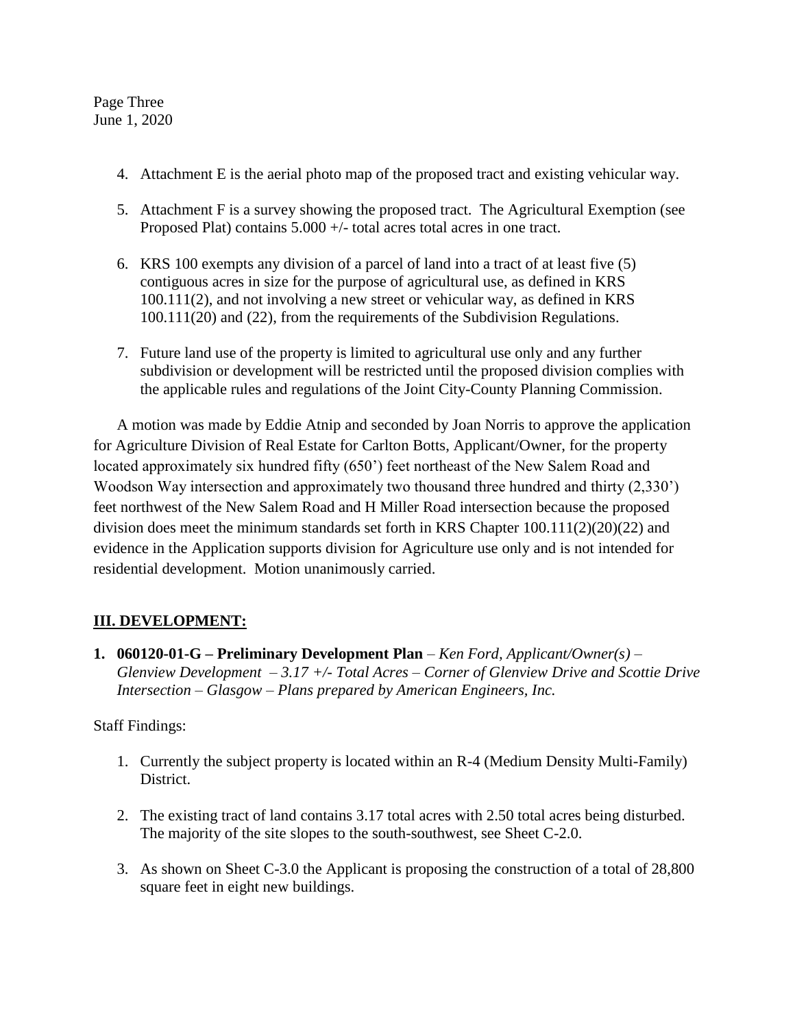4. Attachment E is the aerial photo map of the proposed tract and existing vehicular way.

5. Attachment F is a survey showing the proposed tract. The Agricultural Exemption (see Proposed Plat) contains 5.000 +/- total acres total acres in one tract.

6. KRS 100 exempts any division of a parcel of land into a tract of at least five (5) contiguous acres in size for the purpose of agricultural use, as defined in KRS 100.111(2), and not involving a new street or vehicular way, as defined in KRS 100.111(20) and (22), from the requirements of the Subdivision Regulations.

7. Future land use of the property is limited to agricultural use only and any further subdivision or development will be restricted until the proposed division complies with the applicable rules and regulations of the Joint City-County Planning Commission.

A motion was made by Eddie Atnip and seconded by Joan Norris to approve the application for Agriculture Division of Real Estate for Carlton Botts, Applicant/Owner, for the property located approximately six hundred fifty (650') feet northeast of the New Salem Road and Woodson Way intersection and approximately two thousand three hundred and thirty (2,330') feet northwest of the New Salem Road and H Miller Road intersection because the proposed division does meet the minimum standards set forth in KRS Chapter 100.111(2)(20)(22) and evidence in the Application supports division for Agriculture use only and is not intended for residential development. Motion unanimously carried.

## III. DEVELOPMENT:

1. **060120-01-G – Preliminary Development Plan** – *Ken Ford, Applicant/Owner(s) – Glenview Development – 3.17 +/- Total Acres – Corner of Glenview Drive and Scottie Drive Intersection – Glasgow – Plans prepared by American Engineers, Inc.*

Staff Findings:

1. Currently the subject property is located within an R-4 (Medium Density Multi-Family) District.

2. The existing tract of land contains 3.17 total acres with 2.50 total acres being disturbed. The majority of the site slopes to the south-southwest, see Sheet C-2.0.

3. As shown on Sheet C-3.0 the Applicant is proposing the construction of a total of 28,800 square feet in eight new buildings.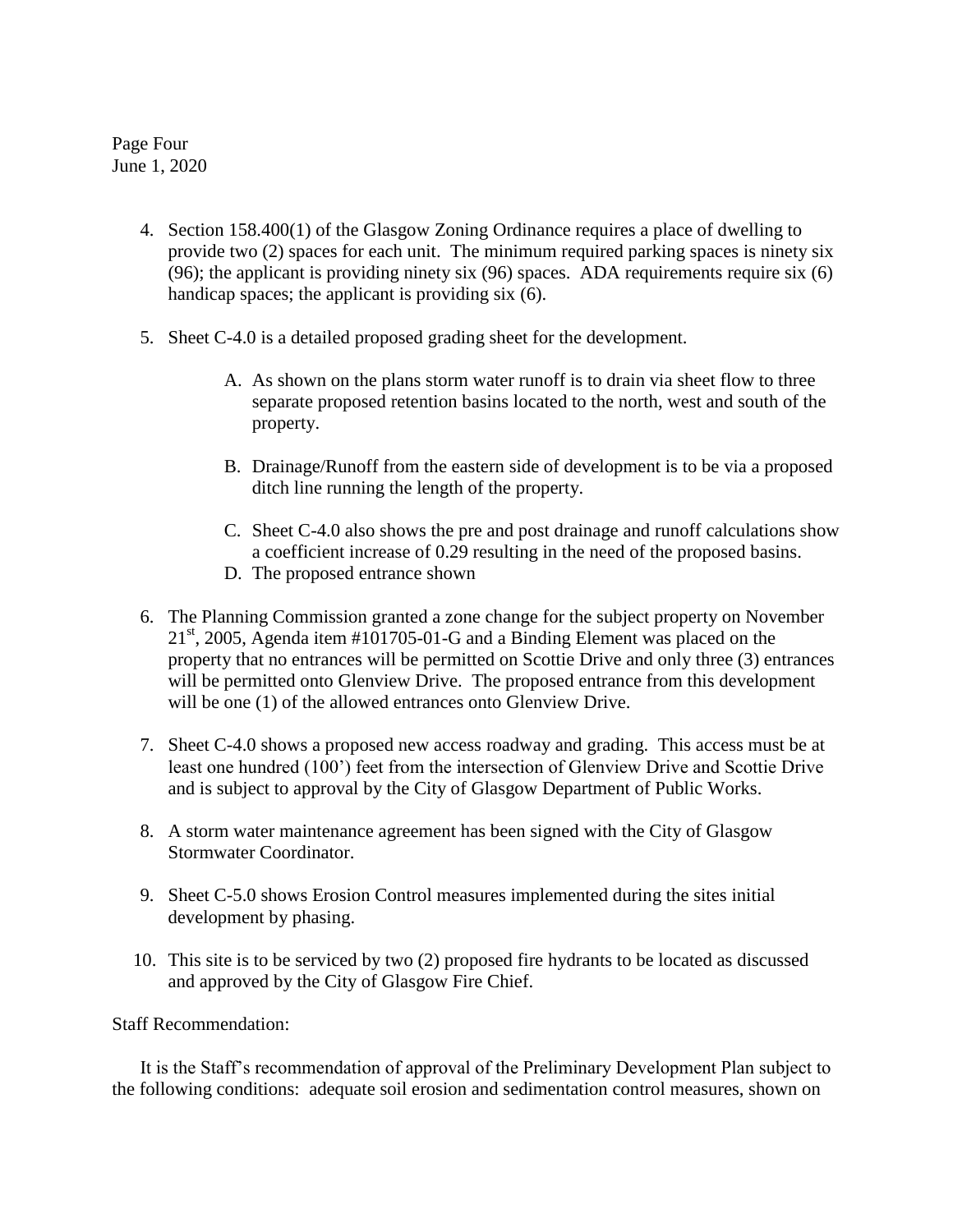Page Four
June 1, 2020

4. Section 158.400(1) of the Glasgow Zoning Ordinance requires a place of dwelling to provide two (2) spaces for each unit. The minimum required parking spaces is ninety six (96); the applicant is providing ninety six (96) spaces. ADA requirements require six (6) handicap spaces; the applicant is providing six (6).

5. Sheet C-4.0 is a detailed proposed grading sheet for the development.

    A. As shown on the plans storm water runoff is to drain via sheet flow to three separate proposed retention basins located to the north, west and south of the property.

    B. Drainage/Runoff from the eastern side of development is to be via a proposed ditch line running the length of the property.

    C. Sheet C-4.0 also shows the pre and post drainage and runoff calculations show a coefficient increase of 0.29 resulting in the need of the proposed basins.

    D. The proposed entrance shown

6. The Planning Commission granted a zone change for the subject property on November 21st, 2005, Agenda item #101705-01-G and a Binding Element was placed on the property that no entrances will be permitted on Scottie Drive and only three (3) entrances will be permitted onto Glenview Drive. The proposed entrance from this development will be one (1) of the allowed entrances onto Glenview Drive.

7. Sheet C-4.0 shows a proposed new access roadway and grading. This access must be at least one hundred (100') feet from the intersection of Glenview Drive and Scottie Drive and is subject to approval by the City of Glasgow Department of Public Works.

8. A storm water maintenance agreement has been signed with the City of Glasgow Stormwater Coordinator.

9. Sheet C-5.0 shows Erosion Control measures implemented during the sites initial development by phasing.

10. This site is to be serviced by two (2) proposed fire hydrants to be located as discussed and approved by the City of Glasgow Fire Chief.

Staff Recommendation:

It is the Staff's recommendation of approval of the Preliminary Development Plan subject to the following conditions: adequate soil erosion and sedimentation control measures, shown on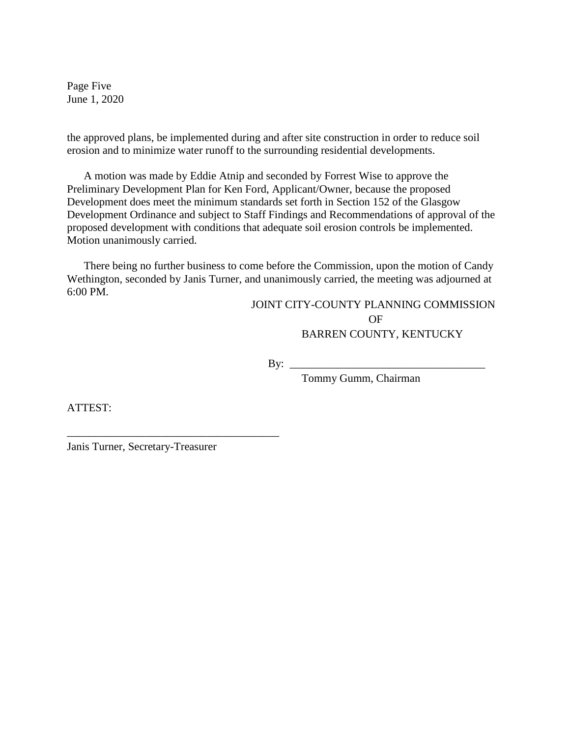the approved plans, be implemented during and after site construction in order to reduce soil erosion and to minimize water runoff to the surrounding residential developments.

A motion was made by Eddie Atnip and seconded by Forrest Wise to approve the Preliminary Development Plan for Ken Ford, Applicant/Owner, because the proposed Development does meet the minimum standards set forth in Section 152 of the Glasgow Development Ordinance and subject to Staff Findings and Recommendations of approval of the proposed development with conditions that adequate soil erosion controls be implemented. Motion unanimously carried.

There being no further business to come before the Commission, upon the motion of Candy Wethington, seconded by Janis Turner, and unanimously carried, the meeting was adjourned at 6:00 PM.

JOINT CITY-COUNTY PLANNING COMMISSION
OF
BARREN COUNTY, KENTUCKY

By: ___________________________________
Tommy Gumm, Chairman

ATTEST:

______________________________________
Janis Turner, Secretary-Treasurer